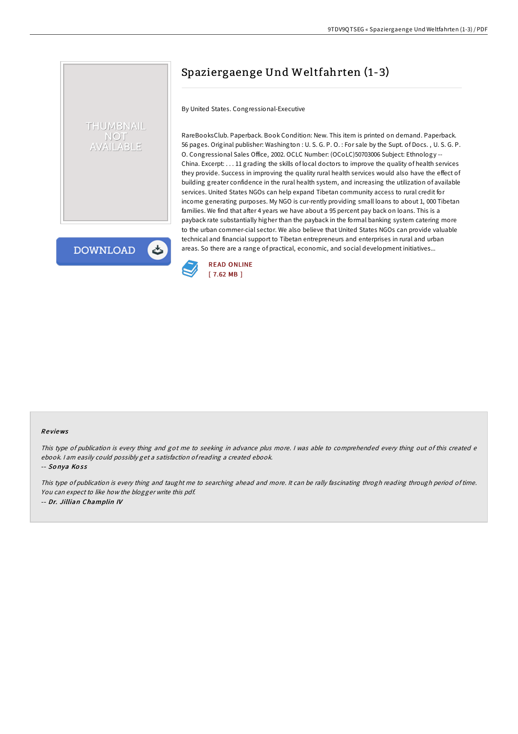# Spaziergaenge Und Weltfahrten (1-3)

By United States. Congressional-Executive

RareBooksClub. Paperback. Book Condition: New. This item is printed on demand. Paperback. 56 pages. Original publisher: Washington : U. S. G. P. O. : For sale by the Supt. of Docs. , U. S. G. P. O. Congressional Sales Office, 2002. OCLC Number: (OCoLC)50703006 Subject: Ethnology -- China. Excerpt: . . . 11 grading the skills of local doctors to improve the quality of health services they provide. Success in improving the quality rural health services would also have the effect of building greater confidence in the rural health system, and increasing the utilization of available services. United States NGOs can help expand Tibetan community access to rural credit for income generating purposes. My NGO is cur-rently providing small loans to about 1, 000 Tibetan families. We find that after 4 years we have about a 95 percent pay back on loans. This is a payback rate substantially higher than the payback in the formal banking system catering more to the urban commer-cial sector. We also believe that United States NGOs can provide valuable technical and financial support to Tibetan entrepreneurs and enterprises in rural and urban areas. So there are a range of practical, economic, and social development initiatives...

READ ONLINE
[ 7.62 MB ]

## Reviews

*This type of publication is every thing and got me to seeking in advance plus more. I was able to comprehended every thing out of this created e ebook. I am easily could possibly get a satisfaction of reading a created ebook.*

-- *Sonya Koss*

*This type of publication is every thing and taught me to searching ahead and more. It can be rally fascinating throgh reading through period of time. You can expect to like how the blogger write this pdf.*

-- *Dr. Jillian Champlin IV*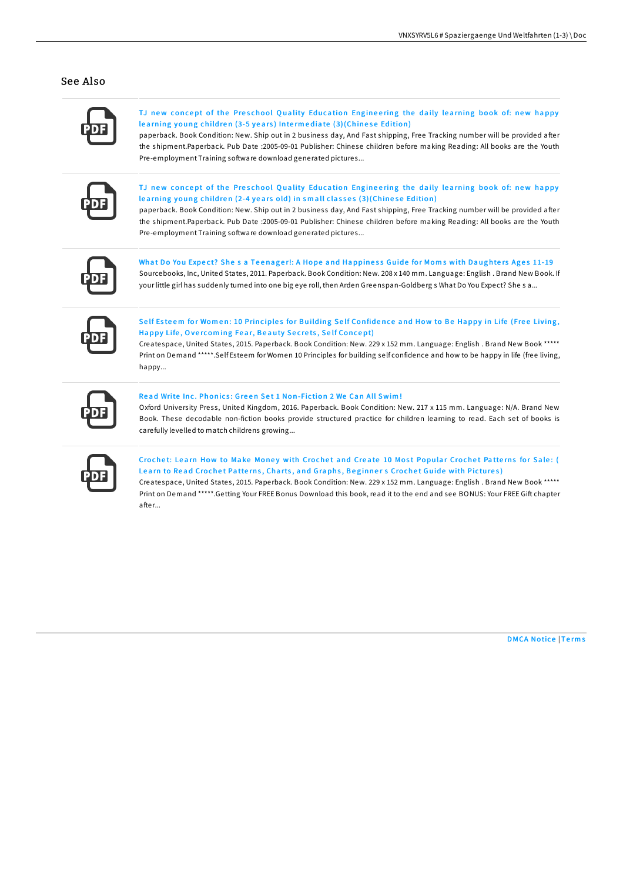## See Also

**TJ new concept of the Preschool Quality Education Engineering the daily learning book of: new happy learning young children (3-5 years) Intermediate (3)(Chinese Edition)**

paperback. Book Condition: New. Ship out in 2 business day, And Fast shipping, Free Tracking number will be provided after the shipment.Paperback. Pub Date :2005-09-01 Publisher: Chinese children before making Reading: All books are the Youth Pre-employment Training software download generated pictures...

**TJ new concept of the Preschool Quality Education Engineering the daily learning book of: new happy learning young children (2-4 years old) in small classes (3)(Chinese Edition)**

paperback. Book Condition: New. Ship out in 2 business day, And Fast shipping, Free Tracking number will be provided after the shipment.Paperback. Pub Date :2005-09-01 Publisher: Chinese children before making Reading: All books are the Youth Pre-employment Training software download generated pictures...

**What Do You Expect? She s a Teenager!: A Hope and Happiness Guide for Moms with Daughters Ages 11-19**

Sourcebooks, Inc, United States, 2011. Paperback. Book Condition: New. 208 x 140 mm. Language: English . Brand New Book. If your little girl has suddenly turned into one big eye roll, then Arden Greenspan-Goldberg s What Do You Expect? She s a...

**Self Esteem for Women: 10 Principles for Building Self Confidence and How to Be Happy in Life (Free Living, Happy Life, Overcoming Fear, Beauty Secrets, Self Concept)**

Createspace, United States, 2015. Paperback. Book Condition: New. 229 x 152 mm. Language: English . Brand New Book ***** Print on Demand *****.Self Esteem for Women 10 Principles for building self confidence and how to be happy in life (free living, happy...

**Read Write Inc. Phonics: Green Set 1 Non-Fiction 2 We Can All Swim!**

Oxford University Press, United Kingdom, 2016. Paperback. Book Condition: New. 217 x 115 mm. Language: N/A. Brand New Book. These decodable non-fiction books provide structured practice for children learning to read. Each set of books is carefully levelled to match childrens growing...

**Crochet: Learn How to Make Money with Crochet and Create 10 Most Popular Crochet Patterns for Sale: ( Learn to Read Crochet Patterns, Charts, and Graphs, Beginner s Crochet Guide with Pictures)**

Createspace, United States, 2015. Paperback. Book Condition: New. 229 x 152 mm. Language: English . Brand New Book ***** Print on Demand *****.Getting Your FREE Bonus Download this book, read it to the end and see BONUS: Your FREE Gift chapter after...